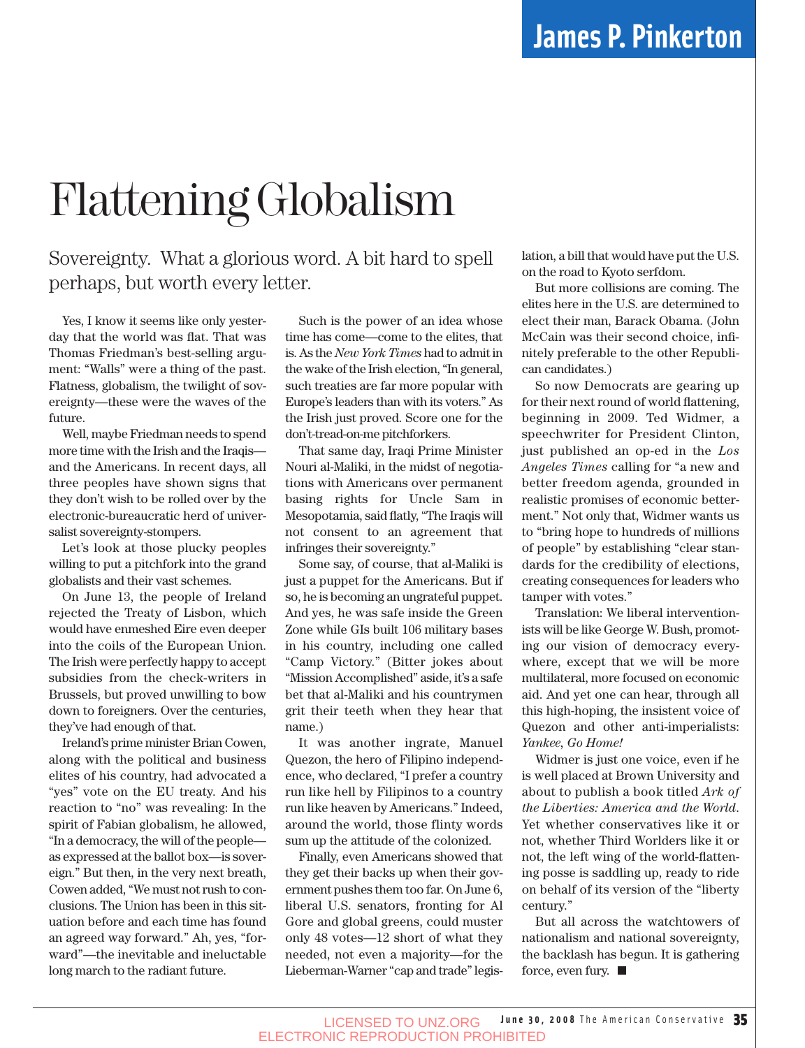**James P. Pinkerton**

# Flattening Globalism

Sovereignty. What a glorious word. A bit hard to spell perhaps, but worth every letter.

Yes, I know it seems like only yesterday that the world was flat. That was Thomas Friedman's best-selling argument: "Walls" were a thing of the past. Flatness, globalism, the twilight of sovereignty—these were the waves of the future.

Well, maybe Friedman needs to spend more time with the Irish and the Iraqis—and the Americans. In recent days, all three peoples have shown signs that they don't wish to be rolled over by the electronic-bureaucratic herd of universalist sovereignty-stompers.

Let's look at those plucky peoples willing to put a pitchfork into the grand globalists and their vast schemes.

On June 13, the people of Ireland rejected the Treaty of Lisbon, which would have enmeshed Eire even deeper into the coils of the European Union. The Irish were perfectly happy to accept subsidies from the check-writers in Brussels, but proved unwilling to bow down to foreigners. Over the centuries, they've had enough of that.

Ireland's prime minister Brian Cowen, along with the political and business elites of his country, had advocated a "yes" vote on the EU treaty. And his reaction to "no" was revealing: In the spirit of Fabian globalism, he allowed, "In a democracy, the will of the people—as expressed at the ballot box—is sovereign." But then, in the very next breath, Cowen added, "We must not rush to conclusions. The Union has been in this situation before and each time has found an agreed way forward." Ah, yes, "forward"—the inevitable and ineluctable long march to the radiant future.

Such is the power of an idea whose time has come—come to the elites, that is. As the *New York Times* had to admit in the wake of the Irish election, "In general, such treaties are far more popular with Europe's leaders than with its voters." As the Irish just proved. Score one for the don't-tread-on-me pitchforkers.

That same day, Iraqi Prime Minister Nouri al-Maliki, in the midst of negotiations with Americans over permanent basing rights for Uncle Sam in Mesopotamia, said flatly, "The Iraqis will not consent to an agreement that infringes their sovereignty."

Some say, of course, that al-Maliki is just a puppet for the Americans. But if so, he is becoming an ungrateful puppet. And yes, he was safe inside the Green Zone while GIs built 106 military bases in his country, including one called "Camp Victory." (Bitter jokes about "Mission Accomplished" aside, it's a safe bet that al-Maliki and his countrymen grit their teeth when they hear that name.)

It was another ingrate, Manuel Quezon, the hero of Filipino independence, who declared, "I prefer a country run like hell by Filipinos to a country run like heaven by Americans." Indeed, around the world, those flinty words sum up the attitude of the colonized.

Finally, even Americans showed that they get their backs up when their government pushes them too far. On June 6, liberal U.S. senators, fronting for Al Gore and global greens, could muster only 48 votes—12 short of what they needed, not even a majority—for the Lieberman-Warner "cap and trade" legislation, a bill that would have put the U.S. on the road to Kyoto serfdom.

But more collisions are coming. The elites here in the U.S. are determined to elect their man, Barack Obama. (John McCain was their second choice, infinitely preferable to the other Republican candidates.)

So now Democrats are gearing up for their next round of world flattening, beginning in 2009. Ted Widmer, a speechwriter for President Clinton, just published an op-ed in the *Los Angeles Times* calling for "a new and better freedom agenda, grounded in realistic promises of economic betterment." Not only that, Widmer wants us to "bring hope to hundreds of millions of people" by establishing "clear standards for the credibility of elections, creating consequences for leaders who tamper with votes."

Translation: We liberal interventionists will be like George W. Bush, promoting our vision of democracy everywhere, except that we will be more multilateral, more focused on economic aid. And yet one can hear, through all this high-hoping, the insistent voice of Quezon and other anti-imperialists: *Yankee, Go Home!*

Widmer is just one voice, even if he is well placed at Brown University and about to publish a book titled *Ark of the Liberties: America and the World*. Yet whether conservatives like it or not, whether Third Worlders like it or not, the left wing of the world-flattening posse is saddling up, ready to ride on behalf of its version of the "liberty century."

But all across the watchtowers of nationalism and national sovereignty, the backlash has begun. It is gathering force, even fury. ■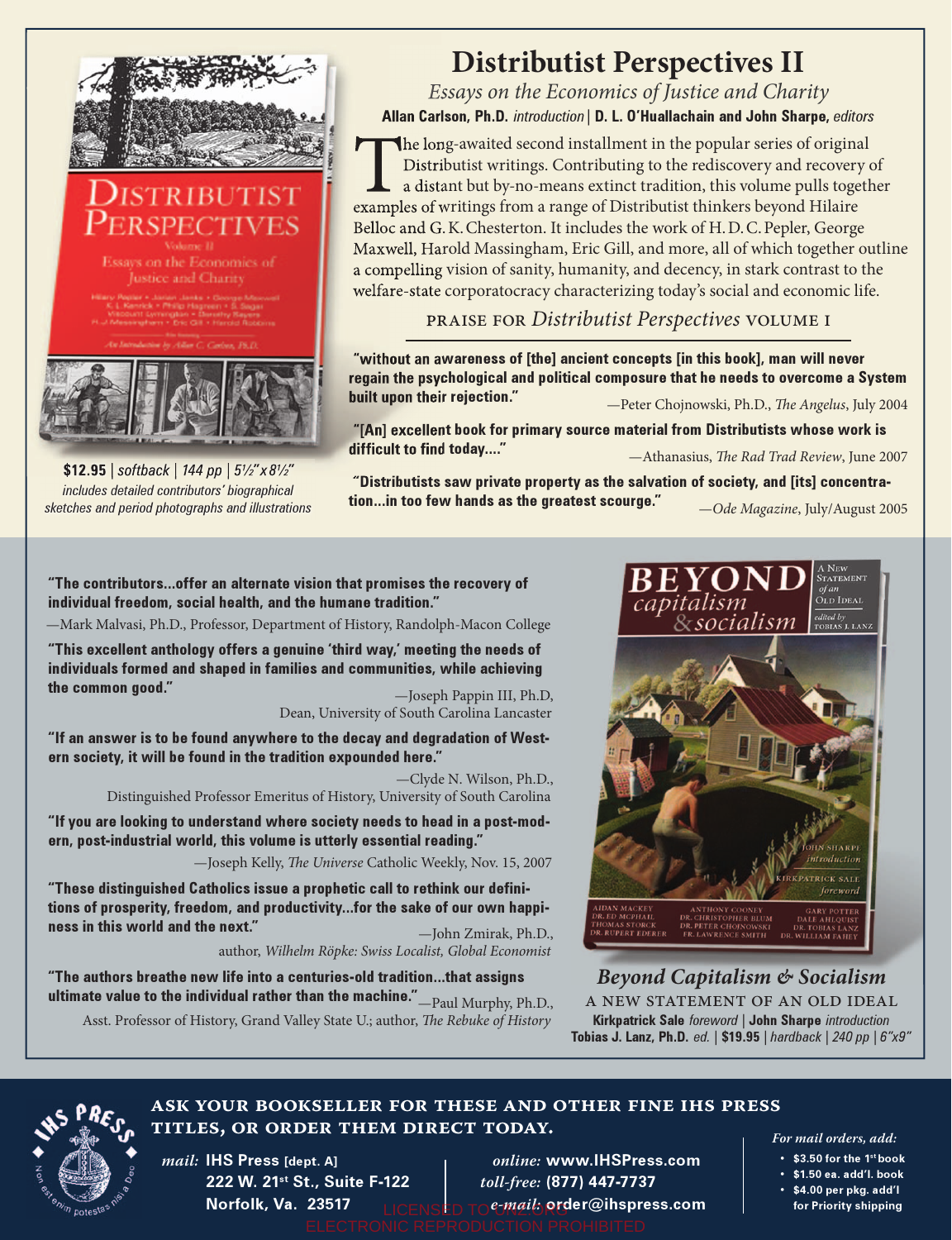# Distributist Perspectives II

*Essays on the Economics of Justice and Charity*

**Allan Carlson, Ph.D.** *introduction* | **D. L. O'Huallachain and John Sharpe,** *editors*

The long-awaited second installment in the popular series of original Distributist writings. Contributing to the rediscovery and recovery of a distant but by-no-means extinct tradition, this volume pulls together examples of writings from a range of Distributist thinkers beyond Hilaire Belloc and G. K. Chesterton. It includes the work of H. D. C. Pepler, George Maxwell, Harold Massingham, Eric Gill, and more, all of which together outline a compelling vision of sanity, humanity, and decency, in stark contrast to the welfare-state corporatocracy characterizing today's social and economic life.

**$12.95** | *softback* | *144 pp* | *5½"x 8½"*
*includes detailed contributors' biographical sketches and period photographs and illustrations*

## PRAISE FOR *Distributist Perspectives* VOLUME I

**"without an awareness of [the] ancient concepts [in this book], man will never regain the psychological and political composure that he needs to overcome a System built upon their rejection."** —Peter Chojnowski, Ph.D., *The Angelus*, July 2004

**"[An] excellent book for primary source material from Distributists whose work is difficult to find today...."** —Athanasius, *The Rad Trad Review*, June 2007

**"Distributists saw private property as the salvation of society, and [its] concentration...in too few hands as the greatest scourge."** —*Ode Magazine*, July/August 2005

---

**"The contributors...offer an alternate vision that promises the recovery of individual freedom, social health, and the humane tradition."**
—Mark Malvasi, Ph.D., Professor, Department of History, Randolph-Macon College

**"This excellent anthology offers a genuine 'third way,' meeting the needs of individuals formed and shaped in families and communities, while achieving the common good."**
—Joseph Pappin III, Ph.D, Dean, University of South Carolina Lancaster

**"If an answer is to be found anywhere to the decay and degradation of Western society, it will be found in the tradition expounded here."**
—Clyde N. Wilson, Ph.D., Distinguished Professor Emeritus of History, University of South Carolina

**"If you are looking to understand where society needs to head in a post-modern, post-industrial world, this volume is utterly essential reading."**
—Joseph Kelly, *The Universe* Catholic Weekly, Nov. 15, 2007

**"These distinguished Catholics issue a prophetic call to rethink our definitions of prosperity, freedom, and productivity...for the sake of our own happiness in this world and the next."**
—John Zmirak, Ph.D., author, *Wilhelm Röpke: Swiss Localist, Global Economist*

**"The authors breathe new life into a centuries-old tradition...that assigns ultimate value to the individual rather than the machine."**
—Paul Murphy, Ph.D., Asst. Professor of History, Grand Valley State U.; author, *The Rebuke of History*

## *Beyond Capitalism & Socialism*

A NEW STATEMENT OF AN OLD IDEAL

**Kirkpatrick Sale** *foreword* | **John Sharpe** *introduction*
**Tobias J. Lanz, Ph.D.** *ed.* | **$19.95** | *hardback* | *240 pp* | *6"x9"*

---

**ASK YOUR BOOKSELLER FOR THESE AND OTHER FINE IHS PRESS TITLES, OR ORDER THEM DIRECT TODAY.**

*mail:* **IHS Press [dept. A]**
**222 W. 21st St., Suite F-122**
**Norfolk, Va. 23517**

*online:* **www.IHSPress.com**
*toll-free:* **(877) 447-7737**
*e-mail:* **order@ihspress.com**

*For mail orders, add:*

- **$3.50 for the 1st book**
- **$1.50 ea. add'l. book**
- **$4.00 per pkg. add'l for Priority shipping**